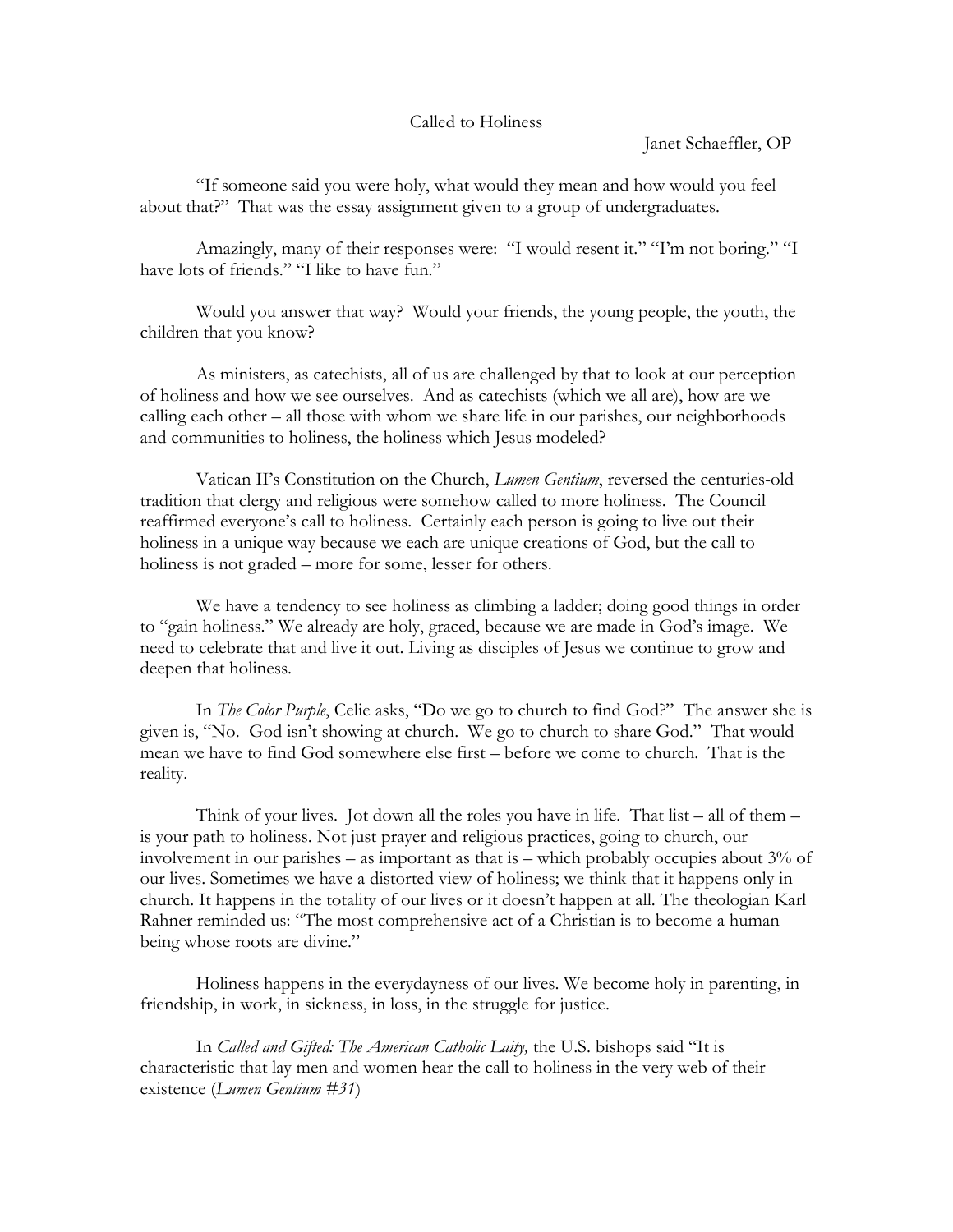# Called to Holiness

Janet Schaeffler, OP

"If someone said you were holy, what would they mean and how would you feel about that?" That was the essay assignment given to a group of undergraduates.

Amazingly, many of their responses were: "I would resent it." "I'm not boring." "I have lots of friends." "I like to have fun."

Would you answer that way? Would your friends, the young people, the youth, the children that you know?

As ministers, as catechists, all of us are challenged by that to look at our perception of holiness and how we see ourselves. And as catechists (which we all are), how are we calling each other – all those with whom we share life in our parishes, our neighborhoods and communities to holiness, the holiness which Jesus modeled?

Vatican II's Constitution on the Church, *Lumen Gentium*, reversed the centuries-old tradition that clergy and religious were somehow called to more holiness. The Council reaffirmed everyone's call to holiness. Certainly each person is going to live out their holiness in a unique way because we each are unique creations of God, but the call to holiness is not graded – more for some, lesser for others.

We have a tendency to see holiness as climbing a ladder; doing good things in order to "gain holiness." We already are holy, graced, because we are made in God's image. We need to celebrate that and live it out. Living as disciples of Jesus we continue to grow and deepen that holiness.

In *The Color Purple*, Celie asks, "Do we go to church to find God?" The answer she is given is, "No. God isn't showing at church. We go to church to share God." That would mean we have to find God somewhere else first – before we come to church. That is the reality.

Think of your lives. Jot down all the roles you have in life. That list – all of them – is your path to holiness. Not just prayer and religious practices, going to church, our involvement in our parishes – as important as that is – which probably occupies about 3% of our lives. Sometimes we have a distorted view of holiness; we think that it happens only in church. It happens in the totality of our lives or it doesn't happen at all. The theologian Karl Rahner reminded us: "The most comprehensive act of a Christian is to become a human being whose roots are divine."

Holiness happens in the everydayness of our lives. We become holy in parenting, in friendship, in work, in sickness, in loss, in the struggle for justice.

In *Called and Gifted: The American Catholic Laity,* the U.S. bishops said "It is characteristic that lay men and women hear the call to holiness in the very web of their existence (*Lumen Gentium #31*)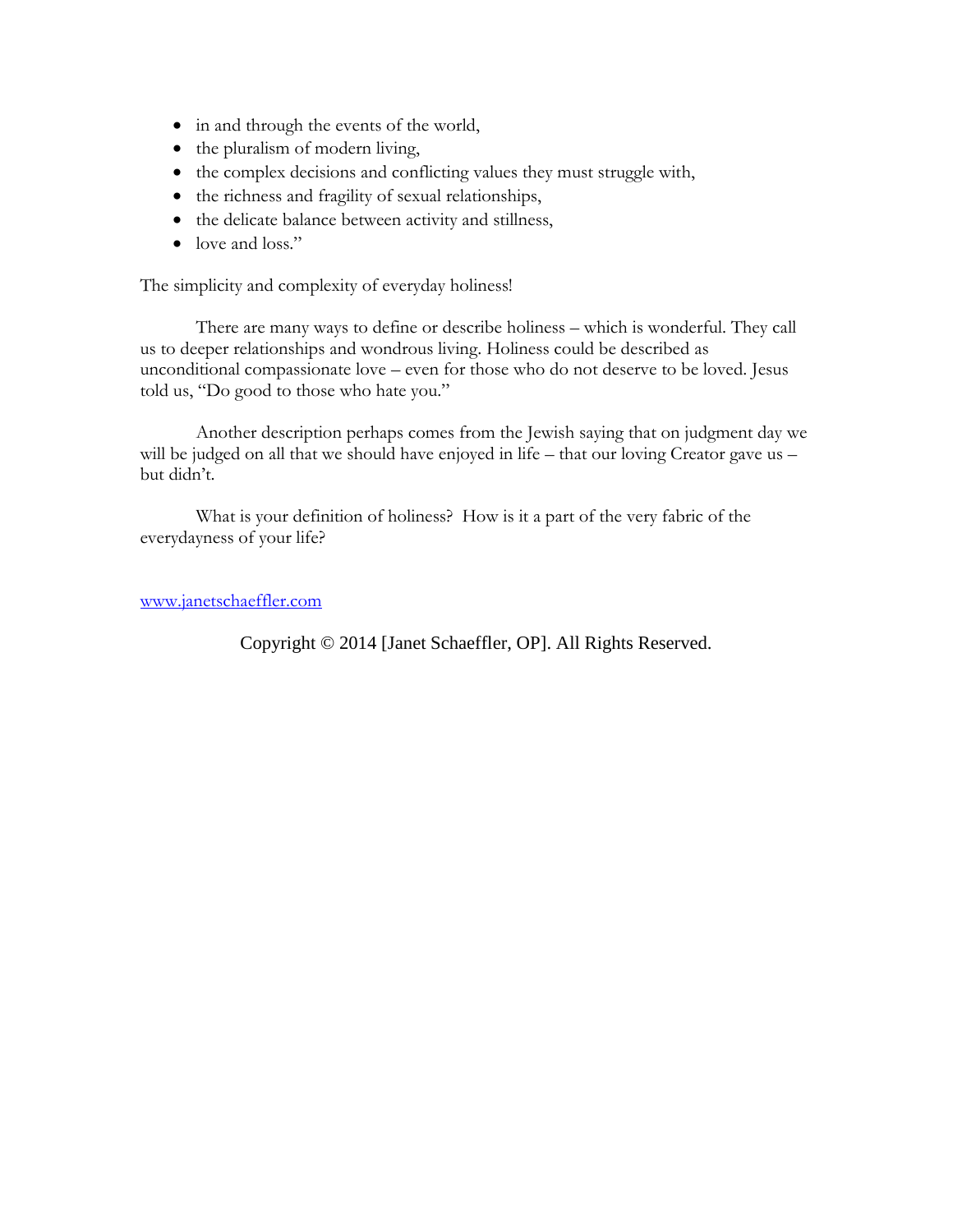- in and through the events of the world,
- the pluralism of modern living,
- the complex decisions and conflicting values they must struggle with,
- the richness and fragility of sexual relationships,
- the delicate balance between activity and stillness,
- love and loss."

The simplicity and complexity of everyday holiness!

There are many ways to define or describe holiness – which is wonderful. They call us to deeper relationships and wondrous living. Holiness could be described as unconditional compassionate love – even for those who do not deserve to be loved. Jesus told us, "Do good to those who hate you."

Another description perhaps comes from the Jewish saying that on judgment day we will be judged on all that we should have enjoyed in life – that our loving Creator gave us – but didn't.

What is your definition of holiness? How is it a part of the very fabric of the everydayness of your life?

[www.janetschaeffler.com](http://www.janetschaeffler.com)

Copyright © 2014 [Janet Schaeffler, OP]. All Rights Reserved.